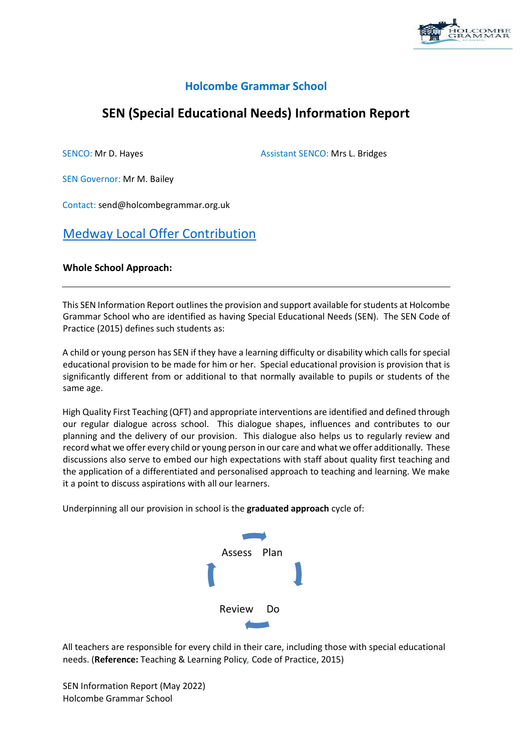# Holcombe Grammar School

## SEN (Special Educational Needs) Information Report

SENCO: Mr D. Hayes

Assistant SENCO: Mrs L. Bridges

SEN Governor: Mr M. Bailey

Contact: send@holcombegrammar.org.uk

## Medway Local Offer Contribution

**Whole School Approach:**

---

This SEN Information Report outlines the provision and support available for students at Holcombe Grammar School who are identified as having Special Educational Needs (SEN). The SEN Code of Practice (2015) defines such students as:

A child or young person has SEN if they have a learning difficulty or disability which calls for special educational provision to be made for him or her. Special educational provision is provision that is significantly different from or additional to that normally available to pupils or students of the same age.

High Quality First Teaching (QFT) and appropriate interventions are identified and defined through our regular dialogue across school. This dialogue shapes, influences and contributes to our planning and the delivery of our provision. This dialogue also helps us to regularly review and record what we offer every child or young person in our care and what we offer additionally. These discussions also serve to embed our high expectations with staff about quality first teaching and the application of a differentiated and personalised approach to teaching and learning. We make it a point to discuss aspirations with all our learners.

Underpinning all our provision in school is the **graduated approach** cycle of:

Assess → Plan → Do → Review

All teachers are responsible for every child in their care, including those with special educational needs. (**Reference:** Teaching & Learning Policy, Code of Practice, 2015)

SEN Information Report (May 2022)
Holcombe Grammar School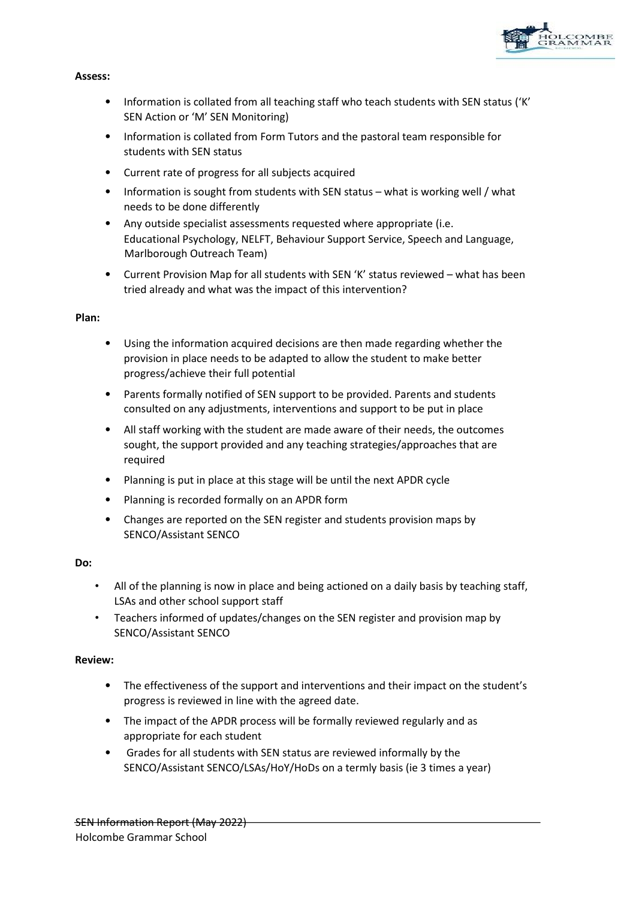**Assess:**

- Information is collated from all teaching staff who teach students with SEN status ('K' SEN Action or 'M' SEN Monitoring)
- Information is collated from Form Tutors and the pastoral team responsible for students with SEN status
- Current rate of progress for all subjects acquired
- Information is sought from students with SEN status – what is working well / what needs to be done differently
- Any outside specialist assessments requested where appropriate (i.e. Educational Psychology, NELFT, Behaviour Support Service, Speech and Language, Marlborough Outreach Team)
- Current Provision Map for all students with SEN 'K' status reviewed – what has been tried already and what was the impact of this intervention?

**Plan:**

- Using the information acquired decisions are then made regarding whether the provision in place needs to be adapted to allow the student to make better progress/achieve their full potential
- Parents formally notified of SEN support to be provided. Parents and students consulted on any adjustments, interventions and support to be put in place
- All staff working with the student are made aware of their needs, the outcomes sought, the support provided and any teaching strategies/approaches that are required
- Planning is put in place at this stage will be until the next APDR cycle
- Planning is recorded formally on an APDR form
- Changes are reported on the SEN register and students provision maps by SENCO/Assistant SENCO

**Do:**

- All of the planning is now in place and being actioned on a daily basis by teaching staff, LSAs and other school support staff
- Teachers informed of updates/changes on the SEN register and provision map by SENCO/Assistant SENCO

**Review:**

- The effectiveness of the support and interventions and their impact on the student's progress is reviewed in line with the agreed date.
- The impact of the APDR process will be formally reviewed regularly and as appropriate for each student
- Grades for all students with SEN status are reviewed informally by the SENCO/Assistant SENCO/LSAs/HoY/HoDs on a termly basis (ie 3 times a year)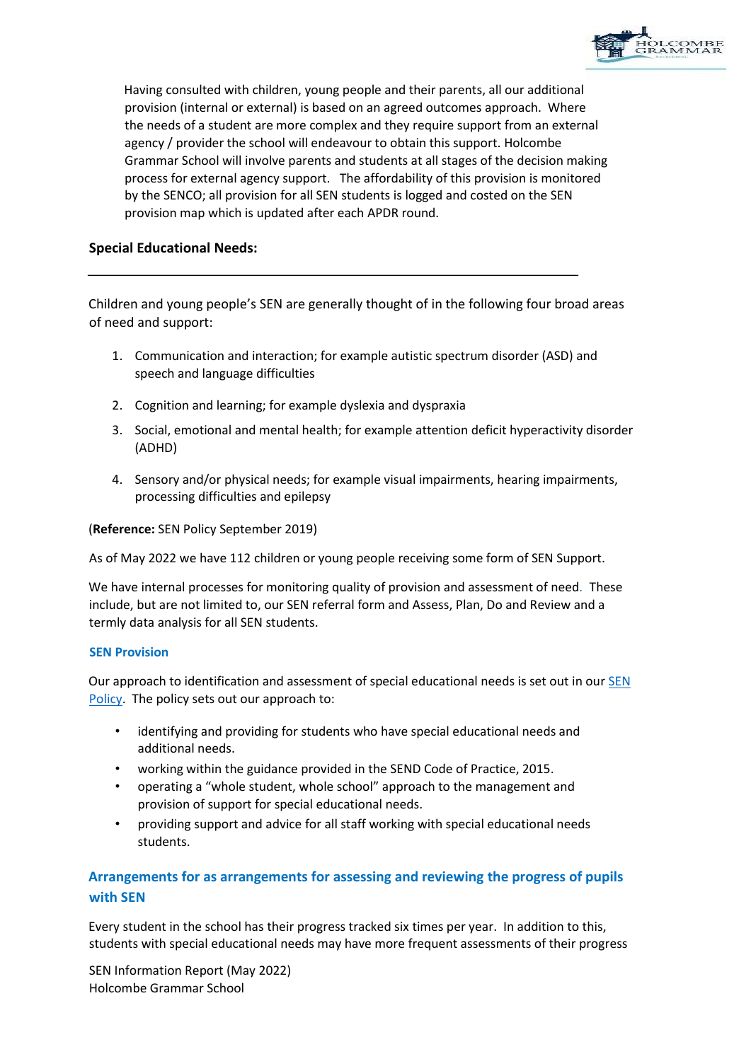Having consulted with children, young people and their parents, all our additional provision (internal or external) is based on an agreed outcomes approach. Where the needs of a student are more complex and they require support from an external agency / provider the school will endeavour to obtain this support. Holcombe Grammar School will involve parents and students at all stages of the decision making process for external agency support. The affordability of this provision is monitored by the SENCO; all provision for all SEN students is logged and costed on the SEN provision map which is updated after each APDR round.

## Special Educational Needs:

Children and young people's SEN are generally thought of in the following four broad areas of need and support:

1. Communication and interaction; for example autistic spectrum disorder (ASD) and speech and language difficulties
2. Cognition and learning; for example dyslexia and dyspraxia
3. Social, emotional and mental health; for example attention deficit hyperactivity disorder (ADHD)
4. Sensory and/or physical needs; for example visual impairments, hearing impairments, processing difficulties and epilepsy

(**Reference:** SEN Policy September 2019)

As of May 2022 we have 112 children or young people receiving some form of SEN Support.

We have internal processes for monitoring quality of provision and assessment of need. These include, but are not limited to, our SEN referral form and Assess, Plan, Do and Review and a termly data analysis for all SEN students.

### SEN Provision

Our approach to identification and assessment of special educational needs is set out in our SEN Policy. The policy sets out our approach to:

- identifying and providing for students who have special educational needs and additional needs.
- working within the guidance provided in the SEND Code of Practice, 2015.
- operating a "whole student, whole school" approach to the management and provision of support for special educational needs.
- providing support and advice for all staff working with special educational needs students.

### Arrangements for as arrangements for assessing and reviewing the progress of pupils with SEN

Every student in the school has their progress tracked six times per year. In addition to this, students with special educational needs may have more frequent assessments of their progress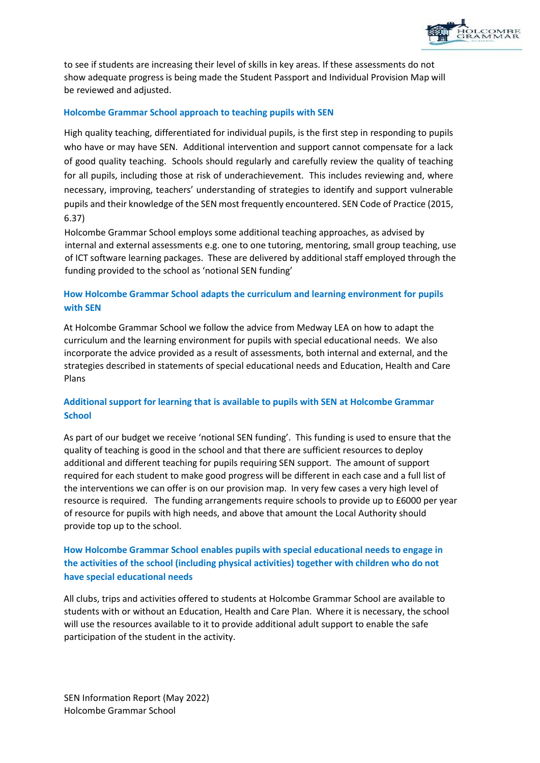to see if students are increasing their level of skills in key areas. If these assessments do not show adequate progress is being made the Student Passport and Individual Provision Map will be reviewed and adjusted.

### Holcombe Grammar School approach to teaching pupils with SEN

High quality teaching, differentiated for individual pupils, is the first step in responding to pupils who have or may have SEN. Additional intervention and support cannot compensate for a lack of good quality teaching. Schools should regularly and carefully review the quality of teaching for all pupils, including those at risk of underachievement. This includes reviewing and, where necessary, improving, teachers' understanding of strategies to identify and support vulnerable pupils and their knowledge of the SEN most frequently encountered. SEN Code of Practice (2015, 6.37)

Holcombe Grammar School employs some additional teaching approaches, as advised by internal and external assessments e.g. one to one tutoring, mentoring, small group teaching, use of ICT software learning packages. These are delivered by additional staff employed through the funding provided to the school as 'notional SEN funding'

### How Holcombe Grammar School adapts the curriculum and learning environment for pupils with SEN

At Holcombe Grammar School we follow the advice from Medway LEA on how to adapt the curriculum and the learning environment for pupils with special educational needs. We also incorporate the advice provided as a result of assessments, both internal and external, and the strategies described in statements of special educational needs and Education, Health and Care Plans

### Additional support for learning that is available to pupils with SEN at Holcombe Grammar School

As part of our budget we receive 'notional SEN funding'. This funding is used to ensure that the quality of teaching is good in the school and that there are sufficient resources to deploy additional and different teaching for pupils requiring SEN support. The amount of support required for each student to make good progress will be different in each case and a full list of the interventions we can offer is on our provision map. In very few cases a very high level of resource is required. The funding arrangements require schools to provide up to £6000 per year of resource for pupils with high needs, and above that amount the Local Authority should provide top up to the school.

### How Holcombe Grammar School enables pupils with special educational needs to engage in the activities of the school (including physical activities) together with children who do not have special educational needs

All clubs, trips and activities offered to students at Holcombe Grammar School are available to students with or without an Education, Health and Care Plan. Where it is necessary, the school will use the resources available to it to provide additional adult support to enable the safe participation of the student in the activity.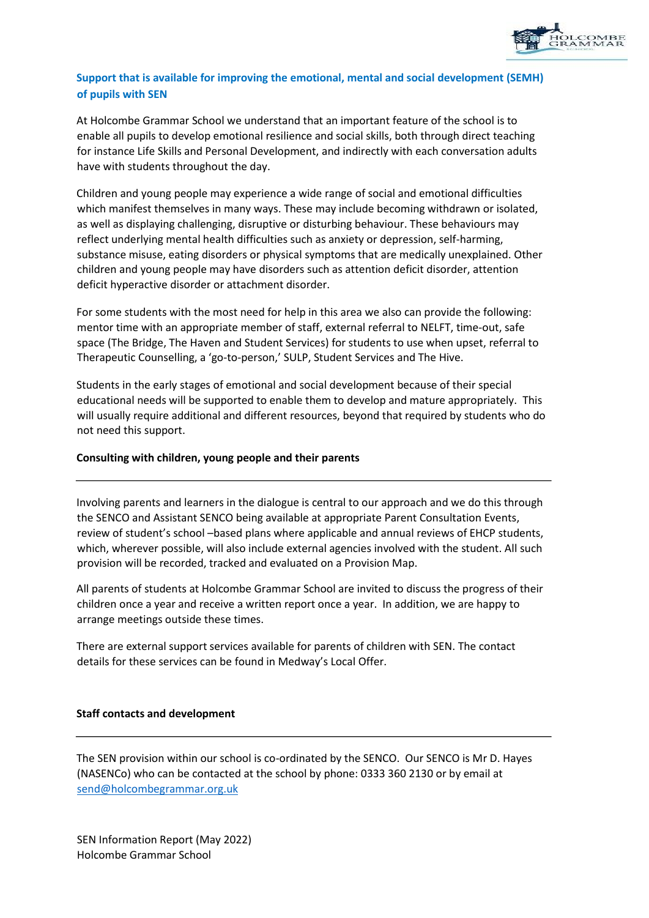**Support that is available for improving the emotional, mental and social development (SEMH) of pupils with SEN**

At Holcombe Grammar School we understand that an important feature of the school is to enable all pupils to develop emotional resilience and social skills, both through direct teaching for instance Life Skills and Personal Development, and indirectly with each conversation adults have with students throughout the day.

Children and young people may experience a wide range of social and emotional difficulties which manifest themselves in many ways. These may include becoming withdrawn or isolated, as well as displaying challenging, disruptive or disturbing behaviour. These behaviours may reflect underlying mental health difficulties such as anxiety or depression, self-harming, substance misuse, eating disorders or physical symptoms that are medically unexplained. Other children and young people may have disorders such as attention deficit disorder, attention deficit hyperactive disorder or attachment disorder.

For some students with the most need for help in this area we also can provide the following: mentor time with an appropriate member of staff, external referral to NELFT, time-out, safe space (The Bridge, The Haven and Student Services) for students to use when upset, referral to Therapeutic Counselling, a 'go-to-person,' SULP, Student Services and The Hive.

Students in the early stages of emotional and social development because of their special educational needs will be supported to enable them to develop and mature appropriately. This will usually require additional and different resources, beyond that required by students who do not need this support.

**Consulting with children, young people and their parents**

---

Involving parents and learners in the dialogue is central to our approach and we do this through the SENCO and Assistant SENCO being available at appropriate Parent Consultation Events, review of student's school –based plans where applicable and annual reviews of EHCP students, which, wherever possible, will also include external agencies involved with the student. All such provision will be recorded, tracked and evaluated on a Provision Map.

All parents of students at Holcombe Grammar School are invited to discuss the progress of their children once a year and receive a written report once a year. In addition, we are happy to arrange meetings outside these times.

There are external support services available for parents of children with SEN. The contact details for these services can be found in Medway's Local Offer.

**Staff contacts and development**

---

The SEN provision within our school is co-ordinated by the SENCO. Our SENCO is Mr D. Hayes (NASENCo) who can be contacted at the school by phone: 0333 360 2130 or by email at [send@holcombegrammar.org.uk](mailto:send@holcombegrammar.org.uk)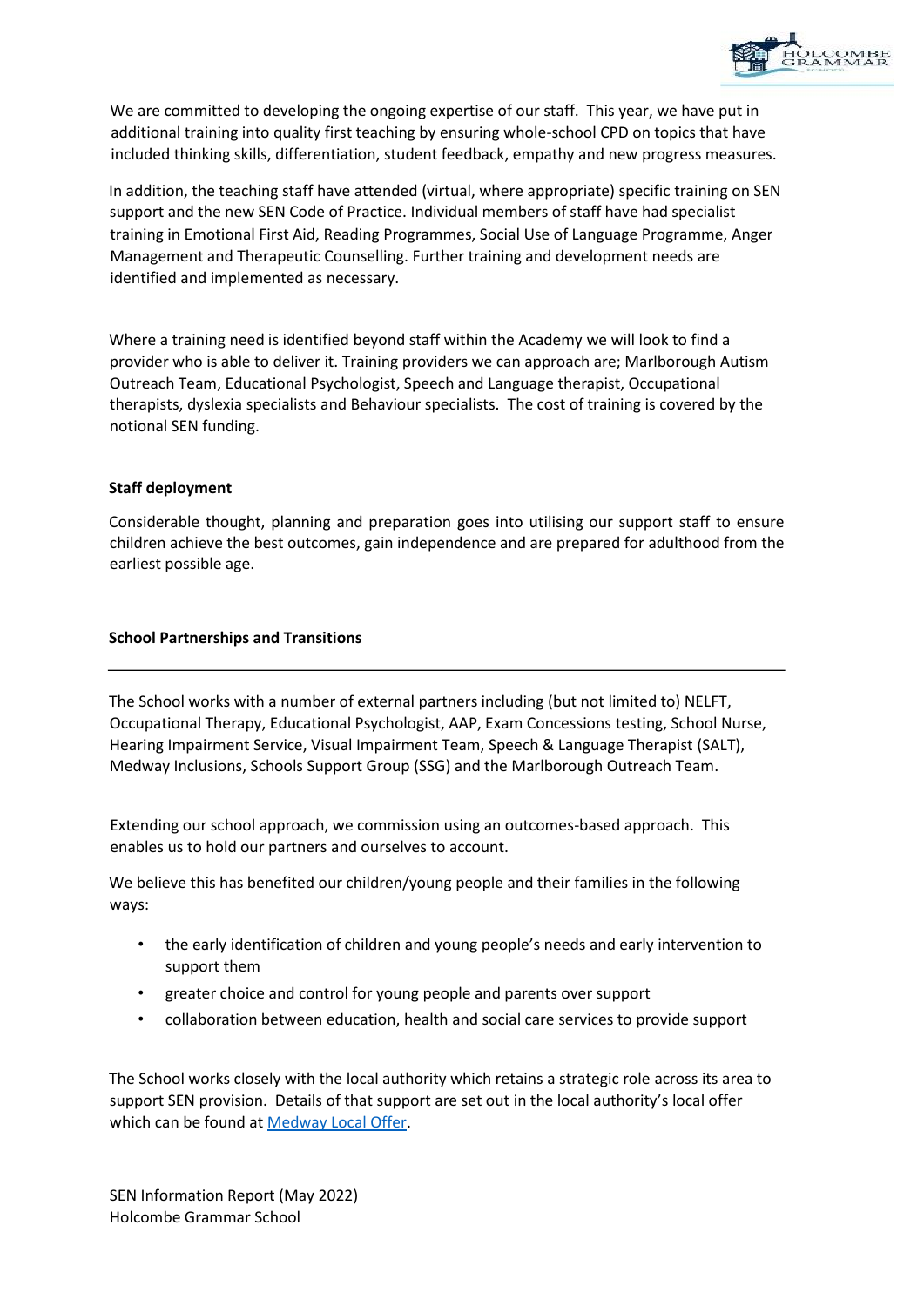We are committed to developing the ongoing expertise of our staff. This year, we have put in additional training into quality first teaching by ensuring whole-school CPD on topics that have included thinking skills, differentiation, student feedback, empathy and new progress measures.

In addition, the teaching staff have attended (virtual, where appropriate) specific training on SEN support and the new SEN Code of Practice. Individual members of staff have had specialist training in Emotional First Aid, Reading Programmes, Social Use of Language Programme, Anger Management and Therapeutic Counselling. Further training and development needs are identified and implemented as necessary.

Where a training need is identified beyond staff within the Academy we will look to find a provider who is able to deliver it. Training providers we can approach are; Marlborough Autism Outreach Team, Educational Psychologist, Speech and Language therapist, Occupational therapists, dyslexia specialists and Behaviour specialists. The cost of training is covered by the notional SEN funding.

**Staff deployment**

Considerable thought, planning and preparation goes into utilising our support staff to ensure children achieve the best outcomes, gain independence and are prepared for adulthood from the earliest possible age.

**School Partnerships and Transitions**

The School works with a number of external partners including (but not limited to) NELFT, Occupational Therapy, Educational Psychologist, AAP, Exam Concessions testing, School Nurse, Hearing Impairment Service, Visual Impairment Team, Speech & Language Therapist (SALT), Medway Inclusions, Schools Support Group (SSG) and the Marlborough Outreach Team.

Extending our school approach, we commission using an outcomes-based approach. This enables us to hold our partners and ourselves to account.

We believe this has benefited our children/young people and their families in the following ways:

- the early identification of children and young people's needs and early intervention to support them
- greater choice and control for young people and parents over support
- collaboration between education, health and social care services to provide support

The School works closely with the local authority which retains a strategic role across its area to support SEN provision. Details of that support are set out in the local authority's local offer which can be found at Medway Local Offer.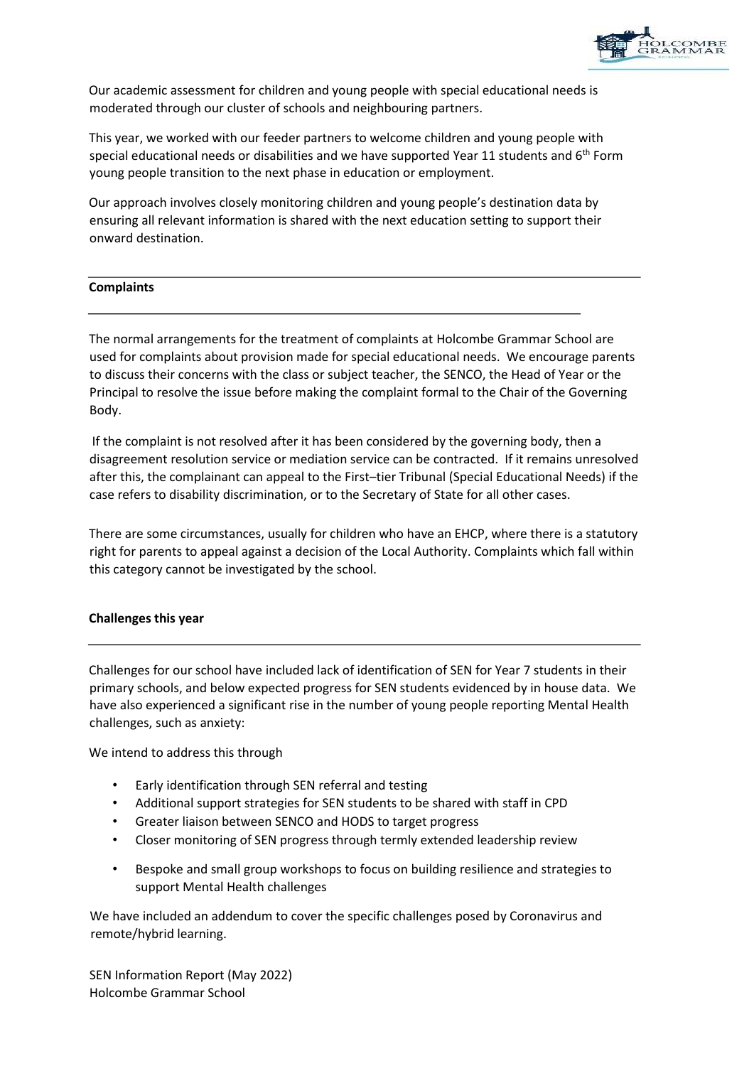Our academic assessment for children and young people with special educational needs is moderated through our cluster of schools and neighbouring partners.

This year, we worked with our feeder partners to welcome children and young people with special educational needs or disabilities and we have supported Year 11 students and 6th Form young people transition to the next phase in education or employment.

Our approach involves closely monitoring children and young people's destination data by ensuring all relevant information is shared with the next education setting to support their onward destination.

**Complaints**

The normal arrangements for the treatment of complaints at Holcombe Grammar School are used for complaints about provision made for special educational needs. We encourage parents to discuss their concerns with the class or subject teacher, the SENCO, the Head of Year or the Principal to resolve the issue before making the complaint formal to the Chair of the Governing Body.

If the complaint is not resolved after it has been considered by the governing body, then a disagreement resolution service or mediation service can be contracted. If it remains unresolved after this, the complainant can appeal to the First–tier Tribunal (Special Educational Needs) if the case refers to disability discrimination, or to the Secretary of State for all other cases.

There are some circumstances, usually for children who have an EHCP, where there is a statutory right for parents to appeal against a decision of the Local Authority. Complaints which fall within this category cannot be investigated by the school.

**Challenges this year**

Challenges for our school have included lack of identification of SEN for Year 7 students in their primary schools, and below expected progress for SEN students evidenced by in house data. We have also experienced a significant rise in the number of young people reporting Mental Health challenges, such as anxiety:

We intend to address this through

- Early identification through SEN referral and testing
- Additional support strategies for SEN students to be shared with staff in CPD
- Greater liaison between SENCO and HODS to target progress
- Closer monitoring of SEN progress through termly extended leadership review
- Bespoke and small group workshops to focus on building resilience and strategies to support Mental Health challenges

We have included an addendum to cover the specific challenges posed by Coronavirus and remote/hybrid learning.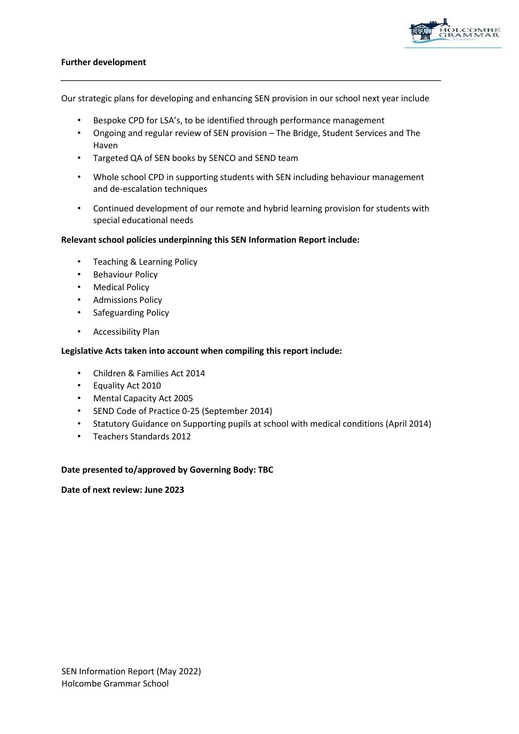**Further development**

---

Our strategic plans for developing and enhancing SEN provision in our school next year include

- Bespoke CPD for LSA's, to be identified through performance management
- Ongoing and regular review of SEN provision – The Bridge, Student Services and The Haven
- Targeted QA of SEN books by SENCO and SEND team
- Whole school CPD in supporting students with SEN including behaviour management and de-escalation techniques
- Continued development of our remote and hybrid learning provision for students with special educational needs

**Relevant school policies underpinning this SEN Information Report include:**

- Teaching & Learning Policy
- Behaviour Policy
- Medical Policy
- Admissions Policy
- Safeguarding Policy
- Accessibility Plan

**Legislative Acts taken into account when compiling this report include:**

- Children & Families Act 2014
- Equality Act 2010
- Mental Capacity Act 2005
- SEND Code of Practice 0-25 (September 2014)
- Statutory Guidance on Supporting pupils at school with medical conditions (April 2014)
- Teachers Standards 2012

**Date presented to/approved by Governing Body: TBC**

**Date of next review: June 2023**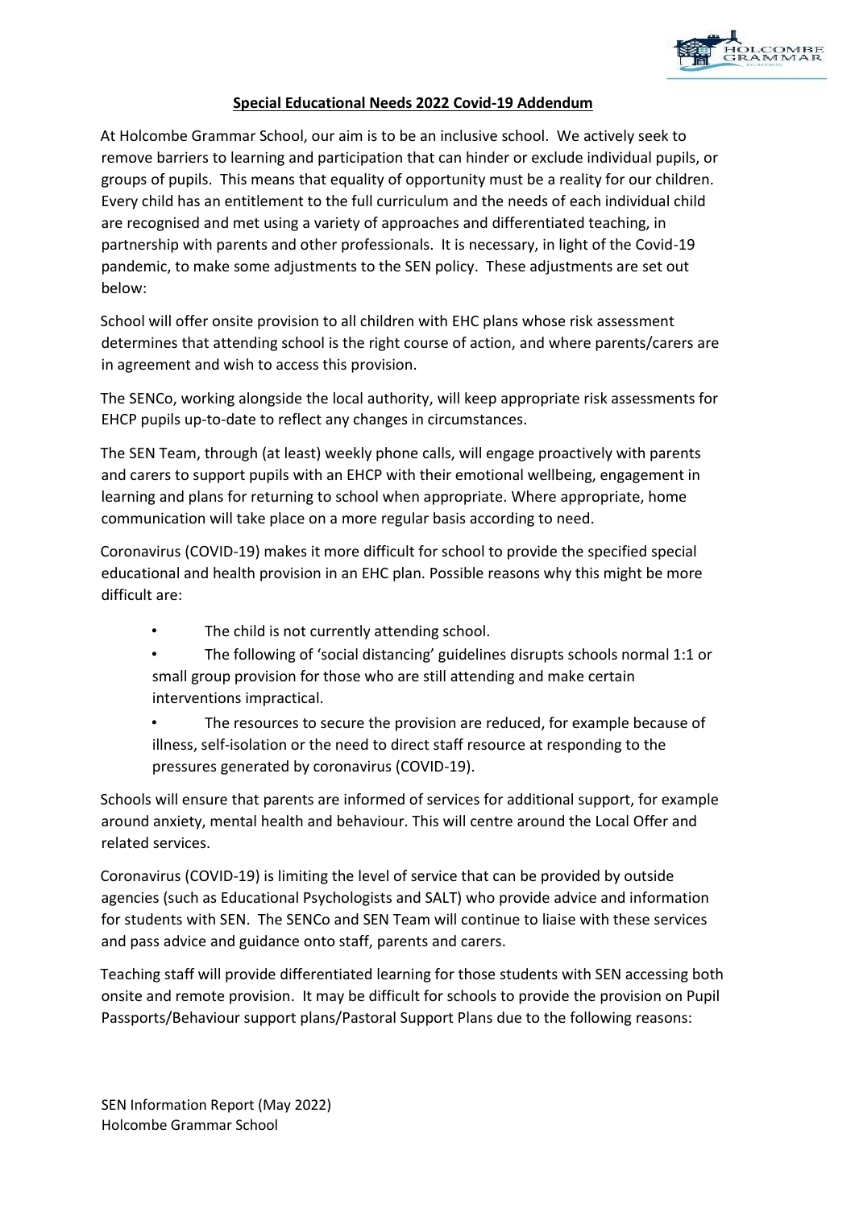**Special Educational Needs 2022 Covid-19 Addendum**

At Holcombe Grammar School, our aim is to be an inclusive school. We actively seek to remove barriers to learning and participation that can hinder or exclude individual pupils, or groups of pupils. This means that equality of opportunity must be a reality for our children. Every child has an entitlement to the full curriculum and the needs of each individual child are recognised and met using a variety of approaches and differentiated teaching, in partnership with parents and other professionals. It is necessary, in light of the Covid-19 pandemic, to make some adjustments to the SEN policy. These adjustments are set out below:

School will offer onsite provision to all children with EHC plans whose risk assessment determines that attending school is the right course of action, and where parents/carers are in agreement and wish to access this provision.

The SENCo, working alongside the local authority, will keep appropriate risk assessments for EHCP pupils up-to-date to reflect any changes in circumstances.

The SEN Team, through (at least) weekly phone calls, will engage proactively with parents and carers to support pupils with an EHCP with their emotional wellbeing, engagement in learning and plans for returning to school when appropriate. Where appropriate, home communication will take place on a more regular basis according to need.

Coronavirus (COVID-19) makes it more difficult for school to provide the specified special educational and health provision in an EHC plan. Possible reasons why this might be more difficult are:

- The child is not currently attending school.
- The following of 'social distancing' guidelines disrupts schools normal 1:1 or small group provision for those who are still attending and make certain interventions impractical.
- The resources to secure the provision are reduced, for example because of illness, self-isolation or the need to direct staff resource at responding to the pressures generated by coronavirus (COVID-19).

Schools will ensure that parents are informed of services for additional support, for example around anxiety, mental health and behaviour. This will centre around the Local Offer and related services.

Coronavirus (COVID-19) is limiting the level of service that can be provided by outside agencies (such as Educational Psychologists and SALT) who provide advice and information for students with SEN. The SENCo and SEN Team will continue to liaise with these services and pass advice and guidance onto staff, parents and carers.

Teaching staff will provide differentiated learning for those students with SEN accessing both onsite and remote provision. It may be difficult for schools to provide the provision on Pupil Passports/Behaviour support plans/Pastoral Support Plans due to the following reasons: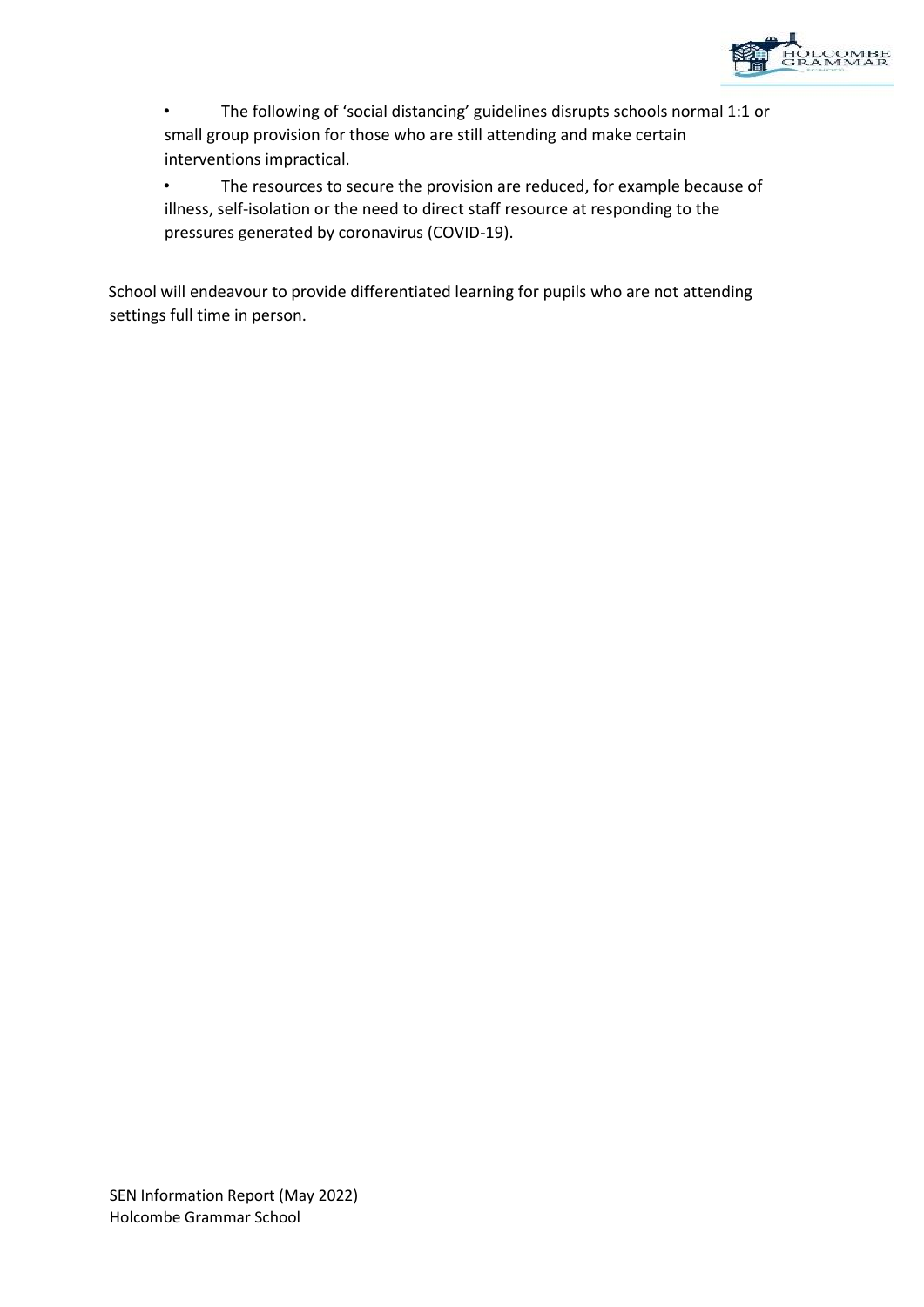- The following of 'social distancing' guidelines disrupts schools normal 1:1 or small group provision for those who are still attending and make certain interventions impractical.
- The resources to secure the provision are reduced, for example because of illness, self-isolation or the need to direct staff resource at responding to the pressures generated by coronavirus (COVID-19).

School will endeavour to provide differentiated learning for pupils who are not attending settings full time in person.